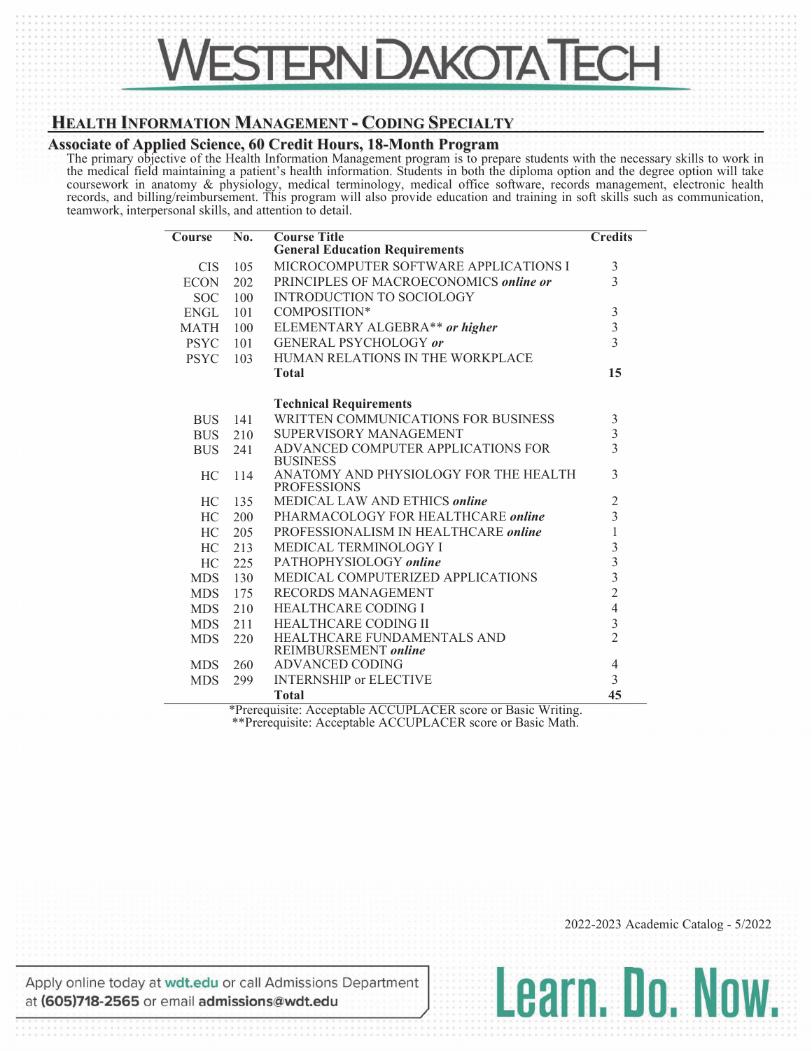# Western Dakota Tech

## Health Information Management - Coding Specialty

### Associate of Applied Science, 60 Credit Hours, 18-Month Program

The primary objective of the Health Information Management program is to prepare students with the necessary skills to work in the medical field maintaining a patient's health information. Students in both the diploma option and the degree option will take coursework in anatomy & physiology, medical terminology, medical office software, records management, electronic health records, and billing/reimbursement. This program will also provide education and training in soft skills such as communication, teamwork, interpersonal skills, and attention to detail.

| Course | No. | Course Title | Credits |
|---|---|---|---|
| | | **General Education Requirements** | |
| CIS | 105 | MICROCOMPUTER SOFTWARE APPLICATIONS I | 3 |
| ECON | 202 | PRINCIPLES OF MACROECONOMICS ***online or*** | 3 |
| SOC | 100 | INTRODUCTION TO SOCIOLOGY | |
| ENGL | 101 | COMPOSITION* | 3 |
| MATH | 100 | ELEMENTARY ALGEBRA** ***or higher*** | 3 |
| PSYC | 101 | GENERAL PSYCHOLOGY ***or*** | 3 |
| PSYC | 103 | HUMAN RELATIONS IN THE WORKPLACE | |
| | | **Total** | **15** |
| | | **Technical Requirements** | |
| BUS | 141 | WRITTEN COMMUNICATIONS FOR BUSINESS | 3 |
| BUS | 210 | SUPERVISORY MANAGEMENT | 3 |
| BUS | 241 | ADVANCED COMPUTER APPLICATIONS FOR BUSINESS | 3 |
| HC | 114 | ANATOMY AND PHYSIOLOGY FOR THE HEALTH PROFESSIONS | 3 |
| HC | 135 | MEDICAL LAW AND ETHICS ***online*** | 2 |
| HC | 200 | PHARMACOLOGY FOR HEALTHCARE ***online*** | 3 |
| HC | 205 | PROFESSIONALISM IN HEALTHCARE ***online*** | 1 |
| HC | 213 | MEDICAL TERMINOLOGY I | 3 |
| HC | 225 | PATHOPHYSIOLOGY ***online*** | 3 |
| MDS | 130 | MEDICAL COMPUTERIZED APPLICATIONS | 3 |
| MDS | 175 | RECORDS MANAGEMENT | 2 |
| MDS | 210 | HEALTHCARE CODING I | 4 |
| MDS | 211 | HEALTHCARE CODING II | 3 |
| MDS | 220 | HEALTHCARE FUNDAMENTALS AND REIMBURSEMENT ***online*** | 2 |
| MDS | 260 | ADVANCED CODING | 4 |
| MDS | 299 | INTERNSHIP or ELECTIVE | 3 |
| | | **Total** | **45** |

*Prerequisite: Acceptable ACCUPLACER score or Basic Writing.
**Prerequisite: Acceptable ACCUPLACER score or Basic Math.

2022-2023 Academic Catalog - 5/2022

Apply online today at **wdt.edu** or call Admissions Department at **(605)718-2565** or email **admissions@wdt.edu**

**Learn. Do. Now.**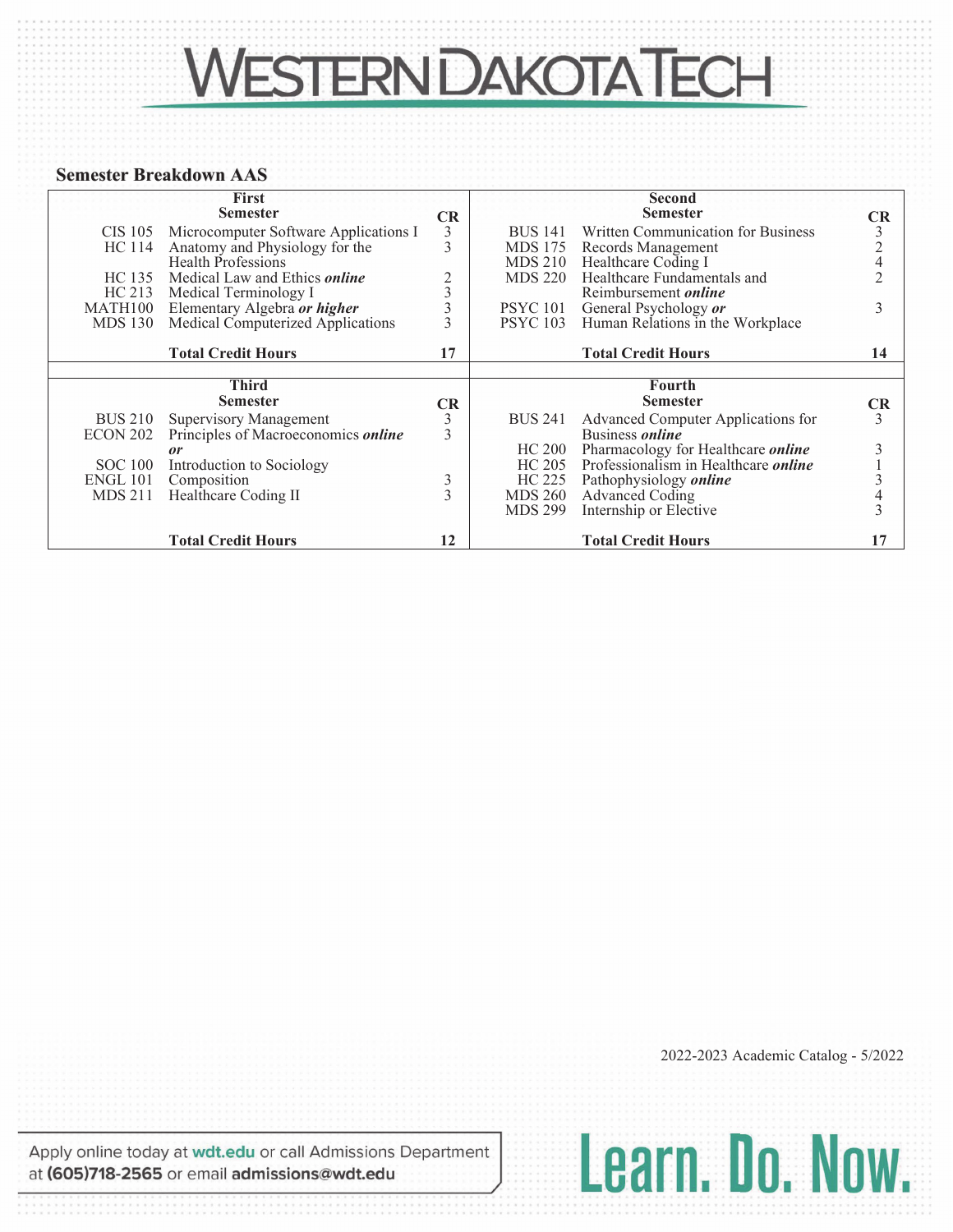## Semester Breakdown AAS

| First Semester | | CR |
|---|---|---|
| CIS 105 | Microcomputer Software Applications I | 3 |
| HC 114 | Anatomy and Physiology for the Health Professions | 3 |
| HC 135 | Medical Law and Ethics ***online*** | 2 |
| HC 213 | Medical Terminology I | 3 |
| MATH100 | Elementary Algebra ***or higher*** | 3 |
| MDS 130 | Medical Computerized Applications | 3 |
| | **Total Credit Hours** | **17** |

| Second Semester | | CR |
|---|---|---|
| BUS 141 | Written Communication for Business | 3 |
| MDS 175 | Records Management | 2 |
| MDS 210 | Healthcare Coding I | 4 |
| MDS 220 | Healthcare Fundamentals and Reimbursement ***online*** | 2 |
| PSYC 101 | General Psychology ***or*** | 3 |
| PSYC 103 | Human Relations in the Workplace | |
| | **Total Credit Hours** | **14** |

| Third Semester | | CR |
|---|---|---|
| BUS 210 | Supervisory Management | 3 |
| ECON 202 | Principles of Macroeconomics ***online*** ***or*** | 3 |
| SOC 100 | Introduction to Sociology | |
| ENGL 101 | Composition | 3 |
| MDS 211 | Healthcare Coding II | 3 |
| | **Total Credit Hours** | **12** |

| Fourth Semester | | CR |
|---|---|---|
| BUS 241 | Advanced Computer Applications for Business ***online*** | 3 |
| HC 200 | Pharmacology for Healthcare ***online*** | 3 |
| HC 205 | Professionalism in Healthcare ***online*** | 1 |
| HC 225 | Pathophysiology ***online*** | 3 |
| MDS 260 | Advanced Coding | 4 |
| MDS 299 | Internship or Elective | 3 |
| | **Total Credit Hours** | **17** |

2022-2023 Academic Catalog - 5/2022

Apply online today at **wdt.edu** or call Admissions Department at **(605)718-2565** or email **admissions@wdt.edu**

**Learn. Do. Now.**